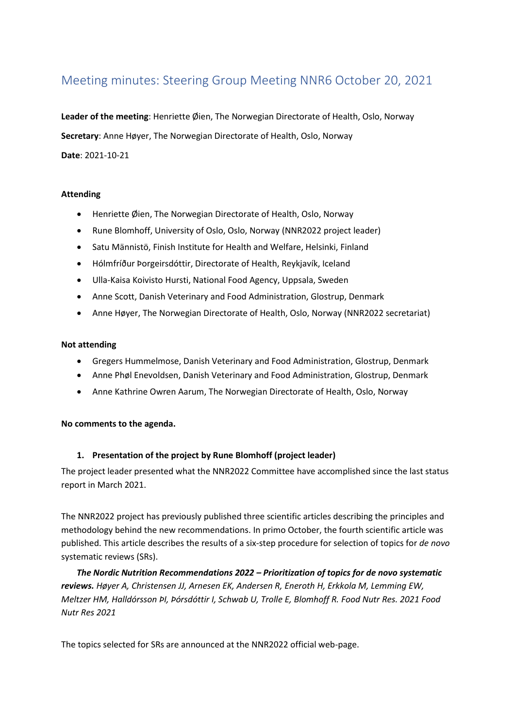# Meeting minutes: Steering Group Meeting NNR6 October 20, 2021

**Leader of the meeting**: Henriette Øien, The Norwegian Directorate of Health, Oslo, Norway

**Secretary**: Anne Høyer, The Norwegian Directorate of Health, Oslo, Norway

**Date**: 2021-10-21

**Attending**

- Henriette Øien, The Norwegian Directorate of Health, Oslo, Norway
- Rune Blomhoff, University of Oslo, Oslo, Norway (NNR2022 project leader)
- Satu Männistö, Finish Institute for Health and Welfare, Helsinki, Finland
- Hólmfríður Þorgeirsdóttir, Directorate of Health, Reykjavík, Iceland
- Ulla-Kaisa Koivisto Hursti, National Food Agency, Uppsala, Sweden
- Anne Scott, Danish Veterinary and Food Administration, Glostrup, Denmark
- Anne Høyer, The Norwegian Directorate of Health, Oslo, Norway (NNR2022 secretariat)

**Not attending**

- Gregers Hummelmose, Danish Veterinary and Food Administration, Glostrup, Denmark
- Anne Phøl Enevoldsen, Danish Veterinary and Food Administration, Glostrup, Denmark
- Anne Kathrine Owren Aarum, The Norwegian Directorate of Health, Oslo, Norway

**No comments to the agenda.**

1. **Presentation of the project by Rune Blomhoff (project leader)**

The project leader presented what the NNR2022 Committee have accomplished since the last status report in March 2021.

The NNR2022 project has previously published three scientific articles describing the principles and methodology behind the new recommendations. In primo October, the fourth scientific article was published. This article describes the results of a six-step procedure for selection of topics for *de novo* systematic reviews (SRs).

***The Nordic Nutrition Recommendations 2022 – Prioritization of topics for de novo systematic reviews.*** *Høyer A, Christensen JJ, Arnesen EK, Andersen R, Eneroth H, Erkkola M, Lemming EW, Meltzer HM, Halldórsson ÞI, Þórsdóttir I, Schwab U, Trolle E, Blomhoff R. Food Nutr Res. 2021 Food Nutr Res 2021*

The topics selected for SRs are announced at the NNR2022 official web-page.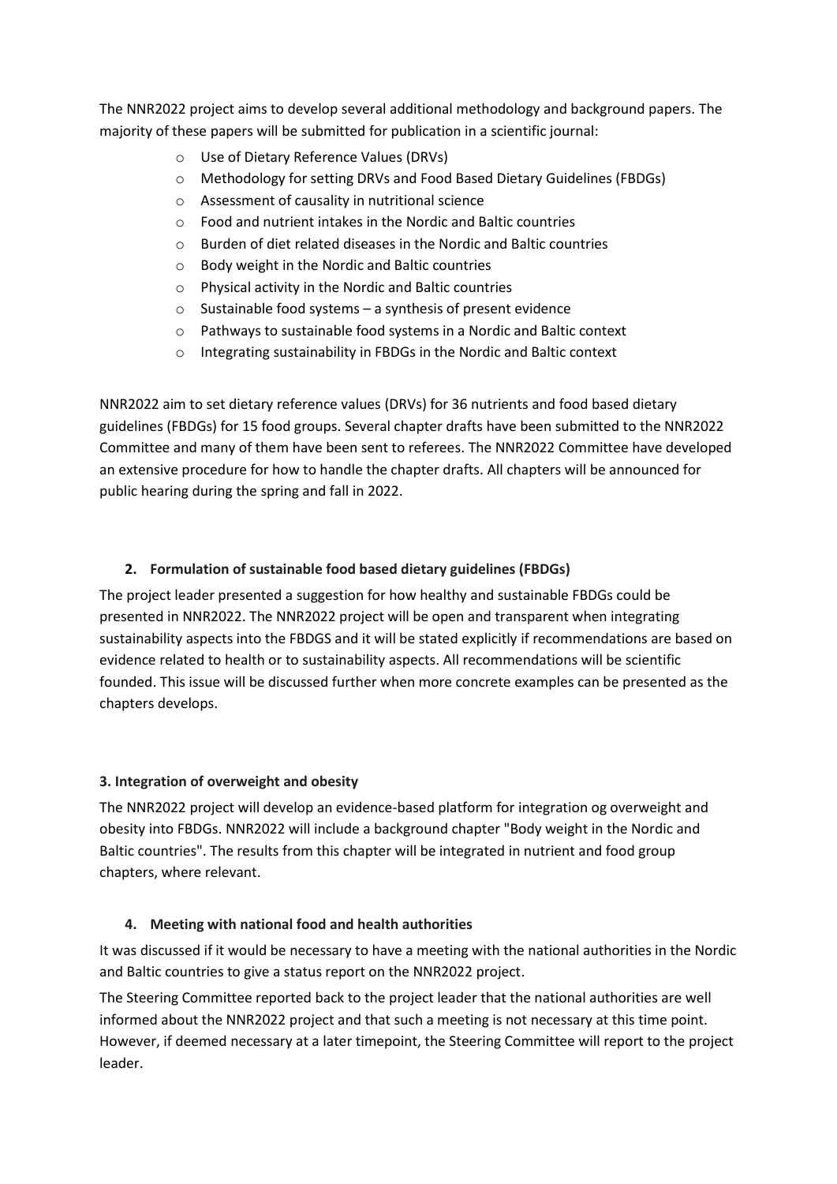The NNR2022 project aims to develop several additional methodology and background papers. The majority of these papers will be submitted for publication in a scientific journal:

- Use of Dietary Reference Values (DRVs)
- Methodology for setting DRVs and Food Based Dietary Guidelines (FBDGs)
- Assessment of causality in nutritional science
- Food and nutrient intakes in the Nordic and Baltic countries
- Burden of diet related diseases in the Nordic and Baltic countries
- Body weight in the Nordic and Baltic countries
- Physical activity in the Nordic and Baltic countries
- Sustainable food systems – a synthesis of present evidence
- Pathways to sustainable food systems in a Nordic and Baltic context
- Integrating sustainability in FBDGs in the Nordic and Baltic context

NNR2022 aim to set dietary reference values (DRVs) for 36 nutrients and food based dietary guidelines (FBDGs) for 15 food groups. Several chapter drafts have been submitted to the NNR2022 Committee and many of them have been sent to referees. The NNR2022 Committee have developed an extensive procedure for how to handle the chapter drafts. All chapters will be announced for public hearing during the spring and fall in 2022.

## 2. Formulation of sustainable food based dietary guidelines (FBDGs)

The project leader presented a suggestion for how healthy and sustainable FBDGs could be presented in NNR2022. The NNR2022 project will be open and transparent when integrating sustainability aspects into the FBDGS and it will be stated explicitly if recommendations are based on evidence related to health or to sustainability aspects. All recommendations will be scientific founded. This issue will be discussed further when more concrete examples can be presented as the chapters develops.

## 3. Integration of overweight and obesity

The NNR2022 project will develop an evidence-based platform for integration og overweight and obesity into FBDGs. NNR2022 will include a background chapter "Body weight in the Nordic and Baltic countries". The results from this chapter will be integrated in nutrient and food group chapters, where relevant.

## 4. Meeting with national food and health authorities

It was discussed if it would be necessary to have a meeting with the national authorities in the Nordic and Baltic countries to give a status report on the NNR2022 project.

The Steering Committee reported back to the project leader that the national authorities are well informed about the NNR2022 project and that such a meeting is not necessary at this time point. However, if deemed necessary at a later timepoint, the Steering Committee will report to the project leader.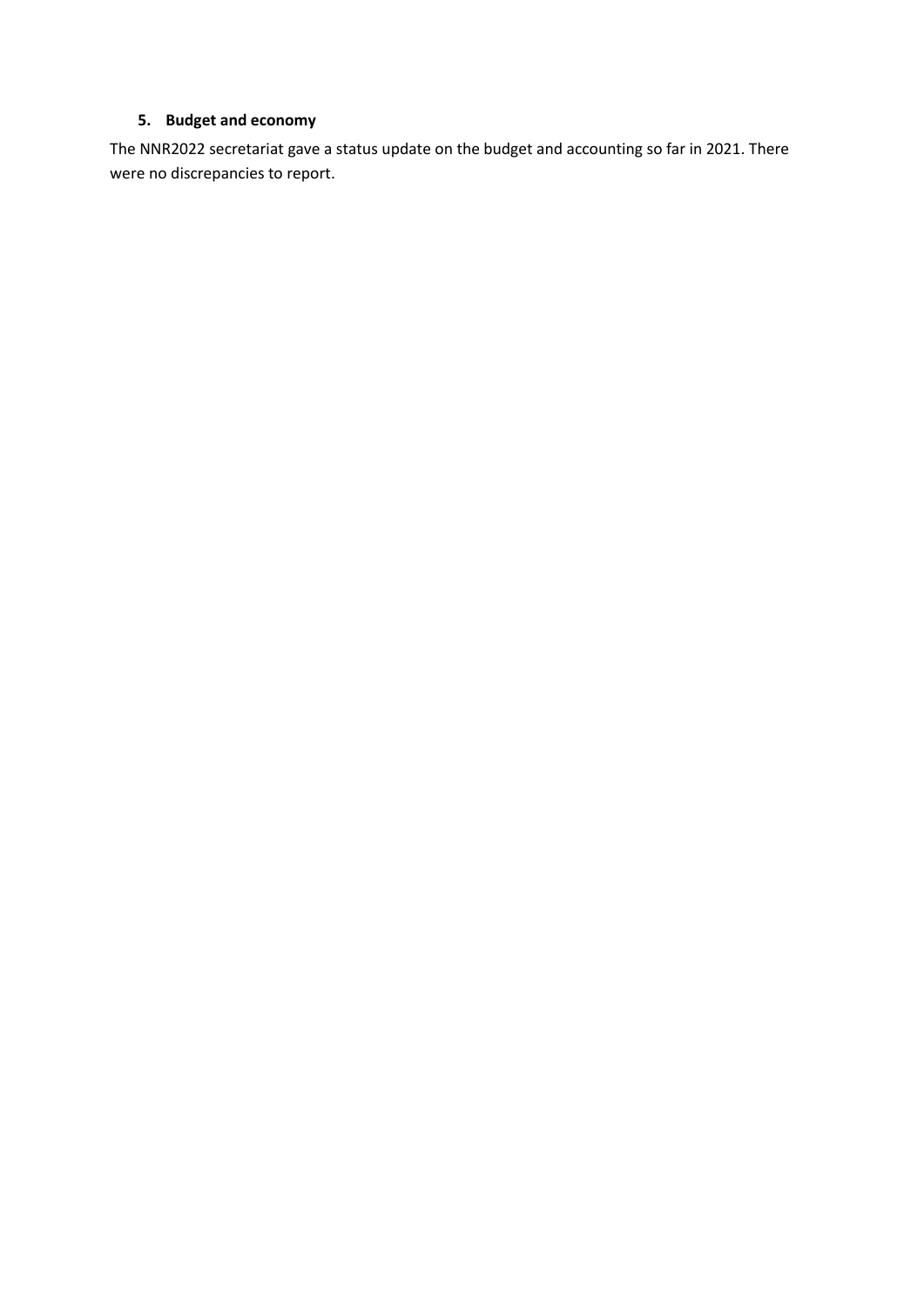5. **Budget and economy**

The NNR2022 secretariat gave a status update on the budget and accounting so far in 2021. There were no discrepancies to report.